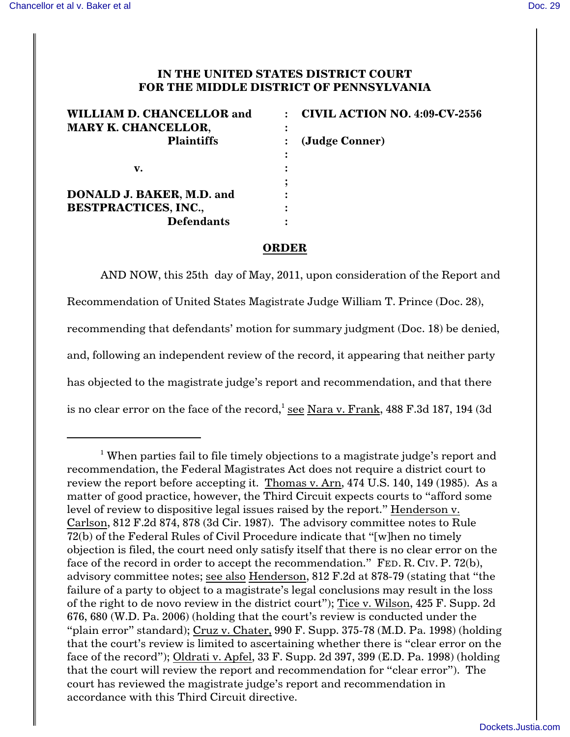**IN THE UNITED STATES DISTRICT COURT**
**FOR THE MIDDLE DISTRICT OF PENNSYLVANIA**

| | | |
|---|---|---|
| **WILLIAM D. CHANCELLOR and MARY K. CHANCELLOR,** | : | **CIVIL ACTION NO. 4:09-CV-2556** |
| **Plaintiffs** | : | **(Judge Conner)** |
| | : | |
| **v.** | : | |
| | ; | |
| **DONALD J. BAKER, M.D. and BESTPRACTICES, INC.,** | : | |
| **Defendants** | : | |

**ORDER**

AND NOW, this 25th day of May, 2011, upon consideration of the Report and Recommendation of United States Magistrate Judge William T. Prince (Doc. 28), recommending that defendants' motion for summary judgment (Doc. 18) be denied, and, following an independent review of the record, it appearing that neither party has objected to the magistrate judge's report and recommendation, and that there is no clear error on the face of the record,[1] see Nara v. Frank, 488 F.3d 187, 194 (3d

---

[1] When parties fail to file timely objections to a magistrate judge's report and recommendation, the Federal Magistrates Act does not require a district court to review the report before accepting it. Thomas v. Arn, 474 U.S. 140, 149 (1985). As a matter of good practice, however, the Third Circuit expects courts to "afford some level of review to dispositive legal issues raised by the report." Henderson v. Carlson, 812 F.2d 874, 878 (3d Cir. 1987). The advisory committee notes to Rule 72(b) of the Federal Rules of Civil Procedure indicate that "[w]hen no timely objection is filed, the court need only satisfy itself that there is no clear error on the face of the record in order to accept the recommendation." FED. R. CIV. P. 72(b), advisory committee notes; see also Henderson, 812 F.2d at 878-79 (stating that "the failure of a party to object to a magistrate's legal conclusions may result in the loss of the right to de novo review in the district court"); Tice v. Wilson, 425 F. Supp. 2d 676, 680 (W.D. Pa. 2006) (holding that the court's review is conducted under the "plain error" standard); Cruz v. Chater, 990 F. Supp. 375-78 (M.D. Pa. 1998) (holding that the court's review is limited to ascertaining whether there is "clear error on the face of the record"); Oldrati v. Apfel, 33 F. Supp. 2d 397, 399 (E.D. Pa. 1998) (holding that the court will review the report and recommendation for "clear error"). The court has reviewed the magistrate judge's report and recommendation in accordance with this Third Circuit directive.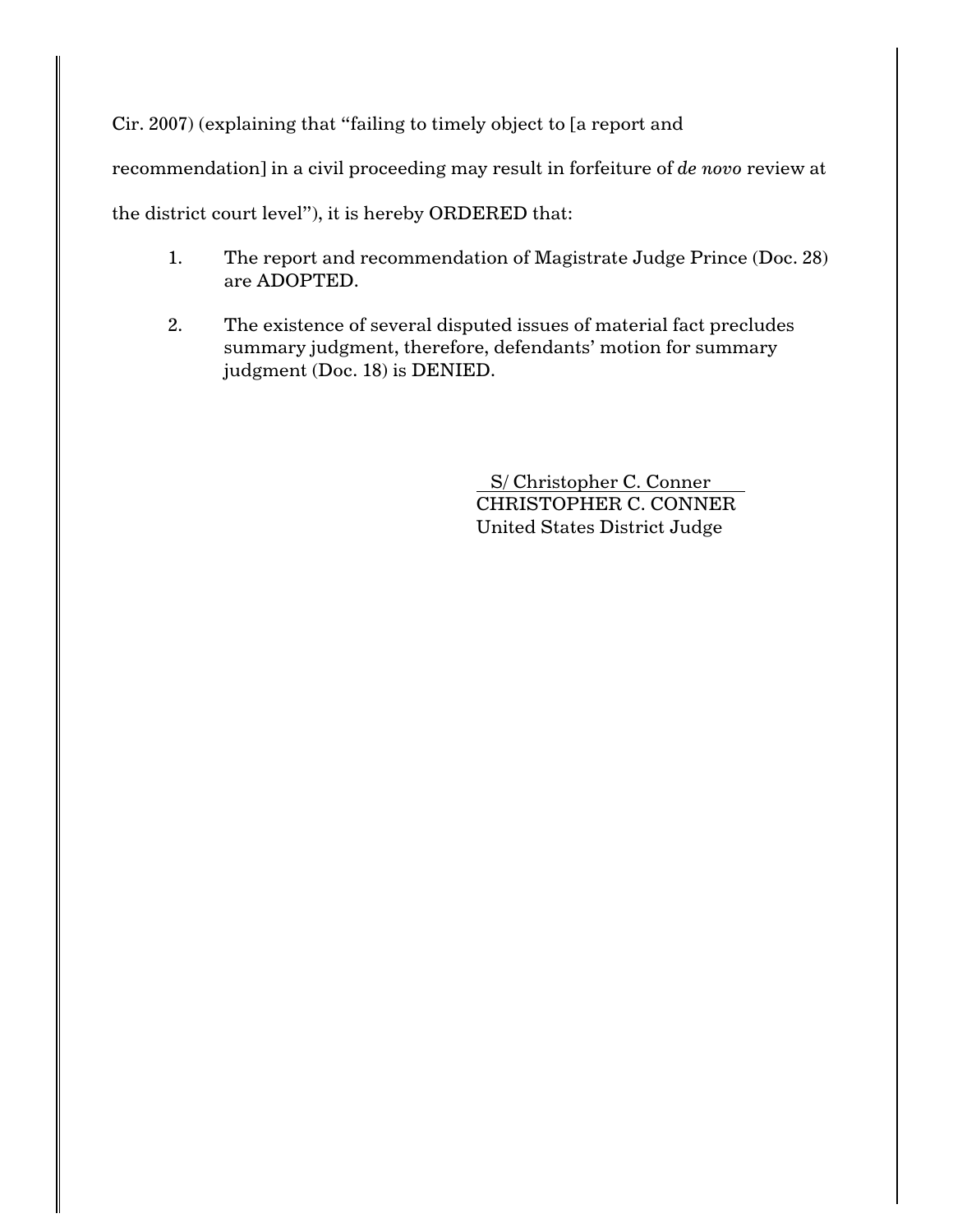Cir. 2007) (explaining that "failing to timely object to [a report and recommendation] in a civil proceeding may result in forfeiture of *de novo* review at the district court level"), it is hereby ORDERED that:

1. The report and recommendation of Magistrate Judge Prince (Doc. 28) are ADOPTED.

2. The existence of several disputed issues of material fact precludes summary judgment, therefore, defendants' motion for summary judgment (Doc. 18) is DENIED.

S/ Christopher C. Conner
CHRISTOPHER C. CONNER
United States District Judge